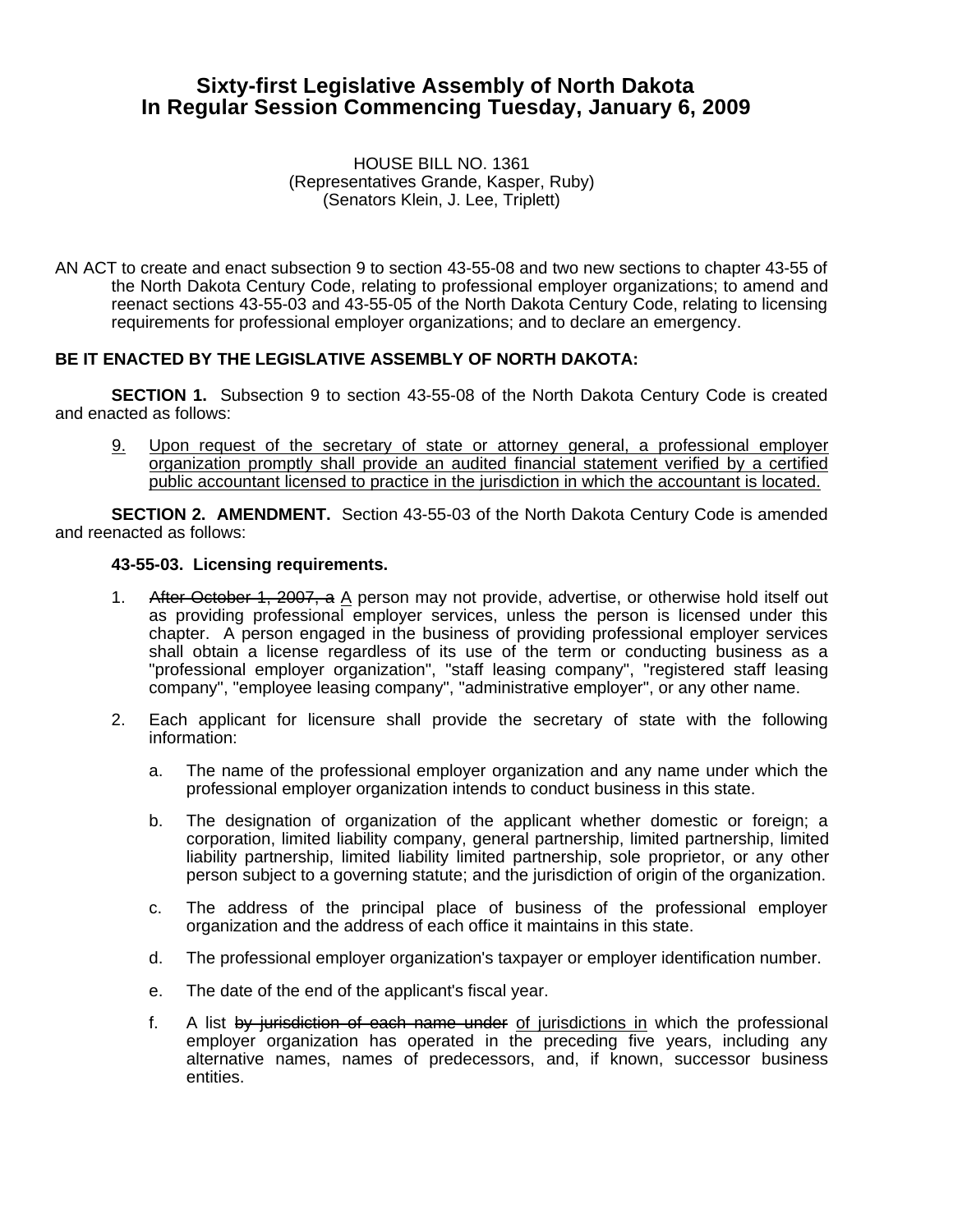# Sixty-first Legislative Assembly of North Dakota
# In Regular Session Commencing Tuesday, January 6, 2009

HOUSE BILL NO. 1361
(Representatives Grande, Kasper, Ruby)
(Senators Klein, J. Lee, Triplett)

AN ACT to create and enact subsection 9 to section 43-55-08 and two new sections to chapter 43-55 of the North Dakota Century Code, relating to professional employer organizations; to amend and reenact sections 43-55-03 and 43-55-05 of the North Dakota Century Code, relating to licensing requirements for professional employer organizations; and to declare an emergency.

**BE IT ENACTED BY THE LEGISLATIVE ASSEMBLY OF NORTH DAKOTA:**

**SECTION 1.** Subsection 9 to section 43-55-08 of the North Dakota Century Code is created and enacted as follows:

<u>9.</u> <u>Upon request of the secretary of state or attorney general, a professional employer organization promptly shall provide an audited financial statement verified by a certified public accountant licensed to practice in the jurisdiction in which the accountant is located.</u>

**SECTION 2. AMENDMENT.** Section 43-55-03 of the North Dakota Century Code is amended and reenacted as follows:

**43-55-03. Licensing requirements.**

1. ~~After October 1, 2007, a~~ <u>A</u> person may not provide, advertise, or otherwise hold itself out as providing professional employer services, unless the person is licensed under this chapter. A person engaged in the business of providing professional employer services shall obtain a license regardless of its use of the term or conducting business as a "professional employer organization", "staff leasing company", "registered staff leasing company", "employee leasing company", "administrative employer", or any other name.

2. Each applicant for licensure shall provide the secretary of state with the following information:

   a. The name of the professional employer organization and any name under which the professional employer organization intends to conduct business in this state.

   b. The designation of organization of the applicant whether domestic or foreign; a corporation, limited liability company, general partnership, limited partnership, limited liability partnership, limited liability limited partnership, sole proprietor, or any other person subject to a governing statute; and the jurisdiction of origin of the organization.

   c. The address of the principal place of business of the professional employer organization and the address of each office it maintains in this state.

   d. The professional employer organization's taxpayer or employer identification number.

   e. The date of the end of the applicant's fiscal year.

   f. A list ~~by jurisdiction of each name under~~ <u>of jurisdictions in</u> which the professional employer organization has operated in the preceding five years, including any alternative names, names of predecessors, and, if known, successor business entities.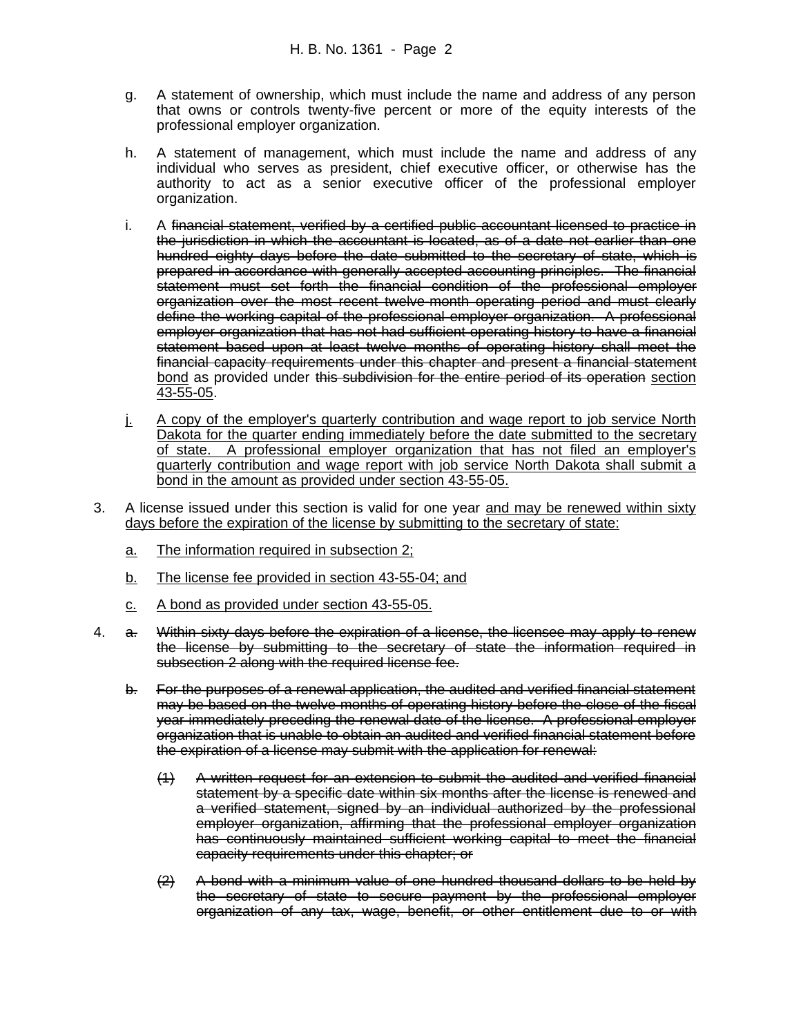g. A statement of ownership, which must include the name and address of any person that owns or controls twenty-five percent or more of the equity interests of the professional employer organization.

h. A statement of management, which must include the name and address of any individual who serves as president, chief executive officer, or otherwise has the authority to act as a senior executive officer of the professional employer organization.

i. A ~~financial statement, verified by a certified public accountant licensed to practice in the jurisdiction in which the accountant is located, as of a date not earlier than one hundred eighty days before the date submitted to the secretary of state, which is prepared in accordance with generally accepted accounting principles. The financial statement must set forth the financial condition of the professional employer organization over the most recent twelve-month operating period and must clearly define the working capital of the professional employer organization. A professional employer organization that has not had sufficient operating history to have a financial statement based upon at least twelve months of operating history shall meet the financial capacity requirements under this chapter and present a financial statement~~ <u>bond</u> as provided under ~~this subdivision for the entire period of its operation~~ <u>section 43-55-05</u>.

<u>j.</u> <u>A copy of the employer's quarterly contribution and wage report to job service North Dakota for the quarter ending immediately before the date submitted to the secretary of state. A professional employer organization that has not filed an employer's quarterly contribution and wage report with job service North Dakota shall submit a bond in the amount as provided under section 43-55-05.</u>

3. A license issued under this section is valid for one year <u>and may be renewed within sixty days before the expiration of the license by submitting to the secretary of state:</u>

   <u>a.</u> <u>The information required in subsection 2;</u>

   <u>b.</u> <u>The license fee provided in section 43-55-04; and</u>

   <u>c.</u> <u>A bond as provided under section 43-55-05.</u>

4. ~~a.~~ ~~Within sixty days before the expiration of a license, the licensee may apply to renew the license by submitting to the secretary of state the information required in subsection 2 along with the required license fee.~~

   ~~b.~~ ~~For the purposes of a renewal application, the audited and verified financial statement may be based on the twelve months of operating history before the close of the fiscal year immediately preceding the renewal date of the license. A professional employer organization that is unable to obtain an audited and verified financial statement before the expiration of a license may submit with the application for renewal:~~

      ~~(1)~~ ~~A written request for an extension to submit the audited and verified financial statement by a specific date within six months after the license is renewed and a verified statement, signed by an individual authorized by the professional employer organization, affirming that the professional employer organization has continuously maintained sufficient working capital to meet the financial capacity requirements under this chapter; or~~

      ~~(2)~~ ~~A bond with a minimum value of one hundred thousand dollars to be held by the secretary of state to secure payment by the professional employer organization of any tax, wage, benefit, or other entitlement due to or with~~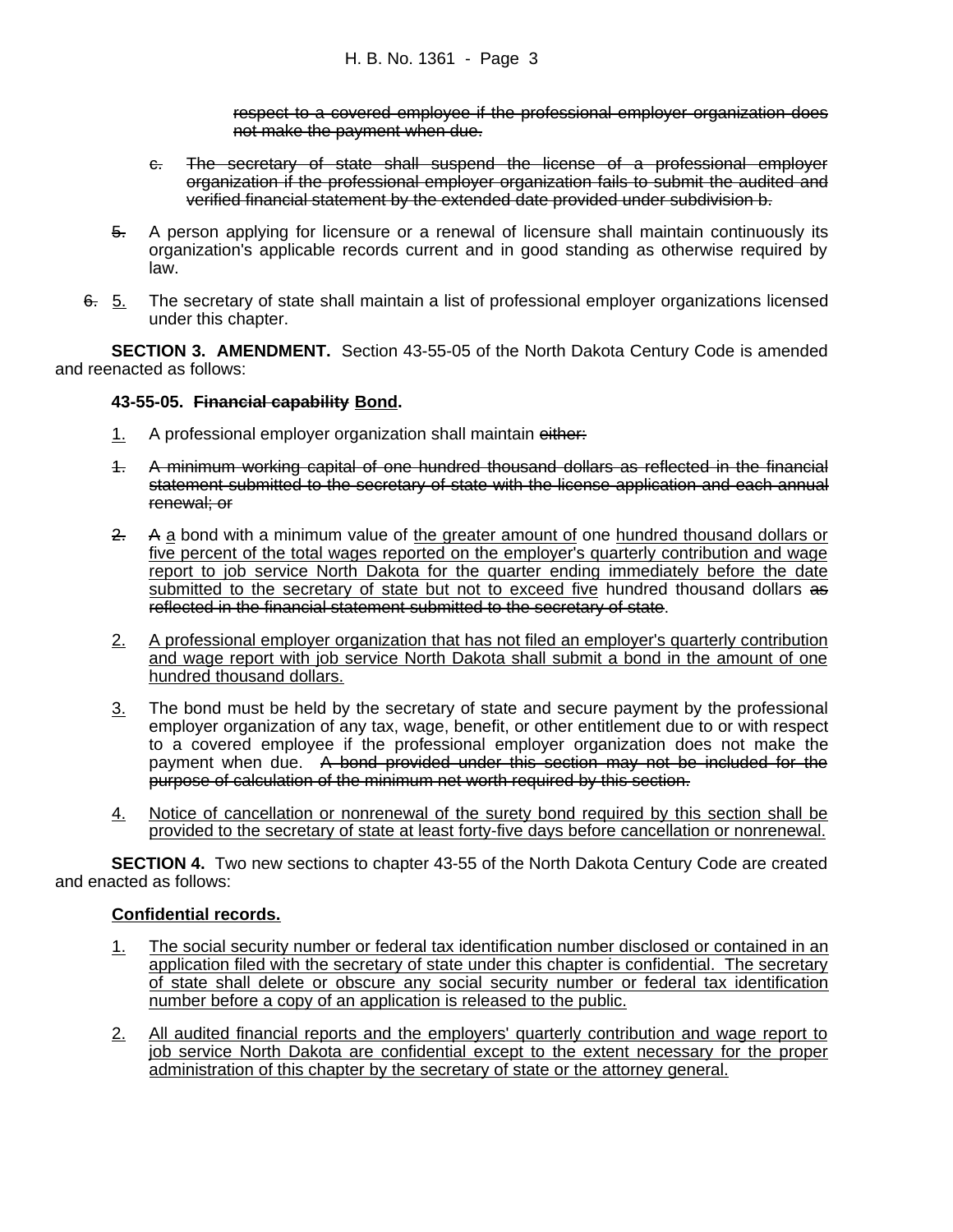respect to a covered employee if the professional employer organization does not make the payment when due.

c. The secretary of state shall suspend the license of a professional employer organization if the professional employer organization fails to submit the audited and verified financial statement by the extended date provided under subdivision b.

5. A person applying for licensure or a renewal of licensure shall maintain continuously its organization's applicable records current and in good standing as otherwise required by law.

6. 5. The secretary of state shall maintain a list of professional employer organizations licensed under this chapter.

**SECTION 3. AMENDMENT.** Section 43-55-05 of the North Dakota Century Code is amended and reenacted as follows:

**43-55-05. Financial capability Bond.**

1. A professional employer organization shall maintain either:

1. A minimum working capital of one hundred thousand dollars as reflected in the financial statement submitted to the secretary of state with the license application and each annual renewal; or

2. A a bond with a minimum value of the greater amount of one hundred thousand dollars or five percent of the total wages reported on the employer's quarterly contribution and wage report to job service North Dakota for the quarter ending immediately before the date submitted to the secretary of state but not to exceed five hundred thousand dollars as reflected in the financial statement submitted to the secretary of state.

2. A professional employer organization that has not filed an employer's quarterly contribution and wage report with job service North Dakota shall submit a bond in the amount of one hundred thousand dollars.

3. The bond must be held by the secretary of state and secure payment by the professional employer organization of any tax, wage, benefit, or other entitlement due to or with respect to a covered employee if the professional employer organization does not make the payment when due. A bond provided under this section may not be included for the purpose of calculation of the minimum net worth required by this section.

4. Notice of cancellation or nonrenewal of the surety bond required by this section shall be provided to the secretary of state at least forty-five days before cancellation or nonrenewal.

**SECTION 4.** Two new sections to chapter 43-55 of the North Dakota Century Code are created and enacted as follows:

**Confidential records.**

1. The social security number or federal tax identification number disclosed or contained in an application filed with the secretary of state under this chapter is confidential. The secretary of state shall delete or obscure any social security number or federal tax identification number before a copy of an application is released to the public.

2. All audited financial reports and the employers' quarterly contribution and wage report to job service North Dakota are confidential except to the extent necessary for the proper administration of this chapter by the secretary of state or the attorney general.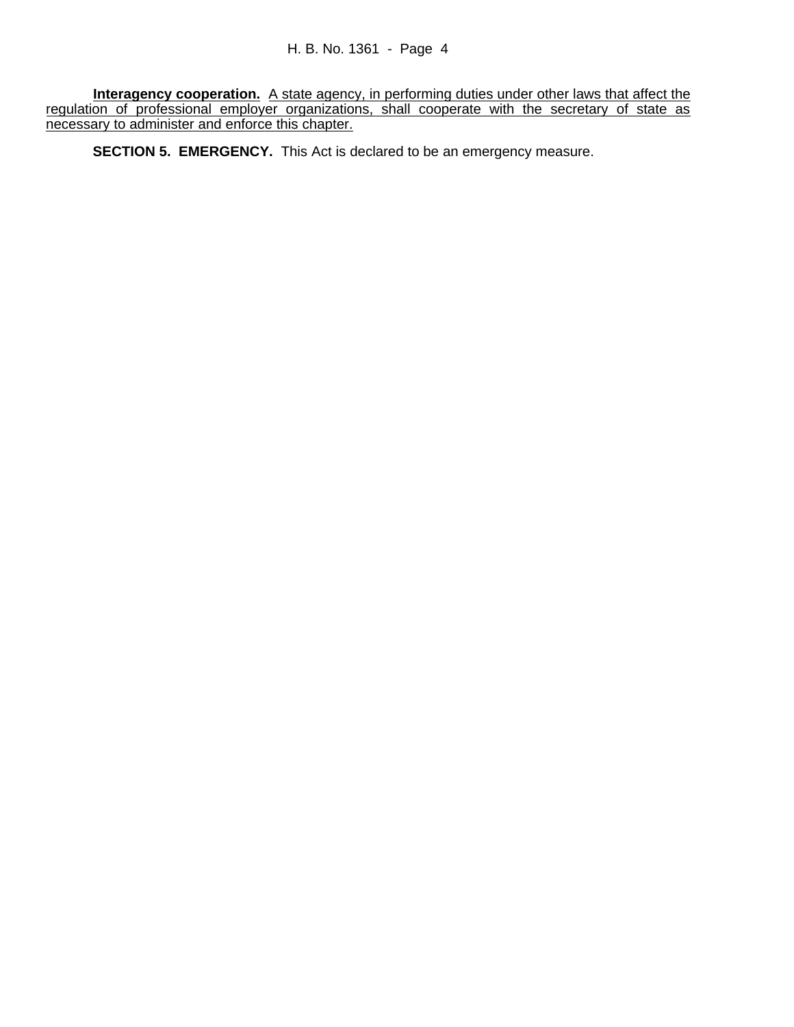**Interagency cooperation.** A state agency, in performing duties under other laws that affect the regulation of professional employer organizations, shall cooperate with the secretary of state as necessary to administer and enforce this chapter.

**SECTION 5. EMERGENCY.** This Act is declared to be an emergency measure.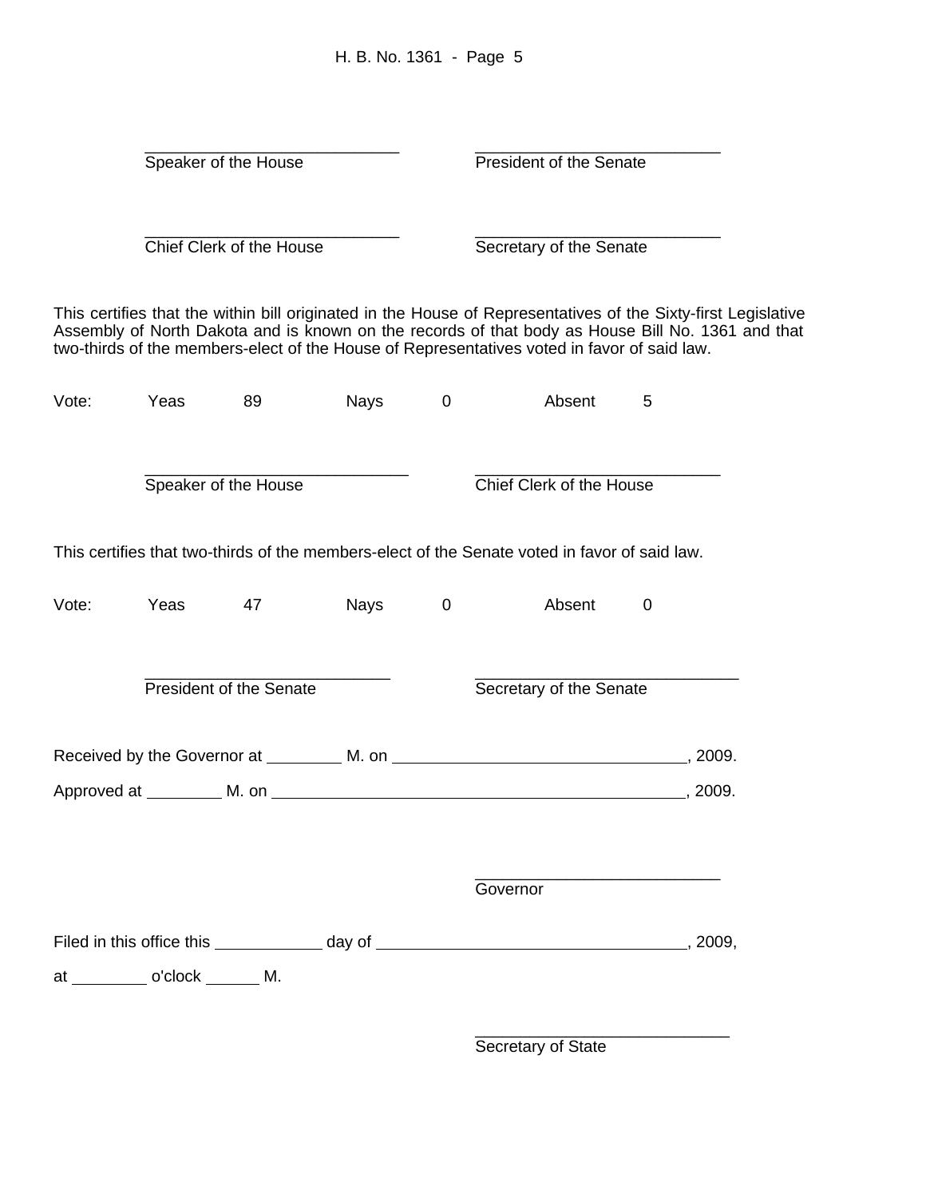\_\_\_\_\_\_\_\_\_\_\_\_\_\_\_\_\_\_\_\_\_\_\_\_\_\_\_\_ \_\_\_\_\_\_\_\_\_\_\_\_\_\_\_\_\_\_\_\_\_\_\_\_\_\_\_\_

Speaker of the House President of the Senate

\_\_\_\_\_\_\_\_\_\_\_\_\_\_\_\_\_\_\_\_\_\_\_\_\_\_\_\_ \_\_\_\_\_\_\_\_\_\_\_\_\_\_\_\_\_\_\_\_\_\_\_\_\_\_\_\_

Chief Clerk of the House Secretary of the Senate

This certifies that the within bill originated in the House of Representatives of the Sixty-first Legislative Assembly of North Dakota and is known on the records of that body as House Bill No. 1361 and that two-thirds of the members-elect of the House of Representatives voted in favor of said law.

Vote: Yeas 89 Nays 0 Absent 5

\_\_\_\_\_\_\_\_\_\_\_\_\_\_\_\_\_\_\_\_\_\_\_\_\_\_\_\_ \_\_\_\_\_\_\_\_\_\_\_\_\_\_\_\_\_\_\_\_\_\_\_\_\_\_\_\_

Speaker of the House Chief Clerk of the House

This certifies that two-thirds of the members-elect of the Senate voted in favor of said law.

Vote: Yeas 47 Nays 0 Absent 0

\_\_\_\_\_\_\_\_\_\_\_\_\_\_\_\_\_\_\_\_\_\_\_\_\_\_\_\_ \_\_\_\_\_\_\_\_\_\_\_\_\_\_\_\_\_\_\_\_\_\_\_\_\_\_\_\_

President of the Senate Secretary of the Senate

Received by the Governor at \_\_\_\_\_\_\_\_ M. on \_\_\_\_\_\_\_\_\_\_\_\_\_\_\_\_\_\_\_\_\_\_\_\_\_\_\_\_\_\_\_\_, 2009.

Approved at \_\_\_\_\_\_\_\_ M. on \_\_\_\_\_\_\_\_\_\_\_\_\_\_\_\_\_\_\_\_\_\_\_\_\_\_\_\_\_\_\_\_\_\_\_\_\_\_\_\_\_\_\_\_\_\_, 2009.

\_\_\_\_\_\_\_\_\_\_\_\_\_\_\_\_\_\_\_\_\_\_\_\_\_\_\_\_

Governor

Filed in this office this \_\_\_\_\_\_\_\_\_\_\_ day of \_\_\_\_\_\_\_\_\_\_\_\_\_\_\_\_\_\_\_\_\_\_\_\_\_\_\_\_\_\_\_\_\_, 2009,

at \_\_\_\_\_\_\_\_ o'clock \_\_\_\_\_\_ M.

\_\_\_\_\_\_\_\_\_\_\_\_\_\_\_\_\_\_\_\_\_\_\_\_\_\_\_\_

Secretary of State